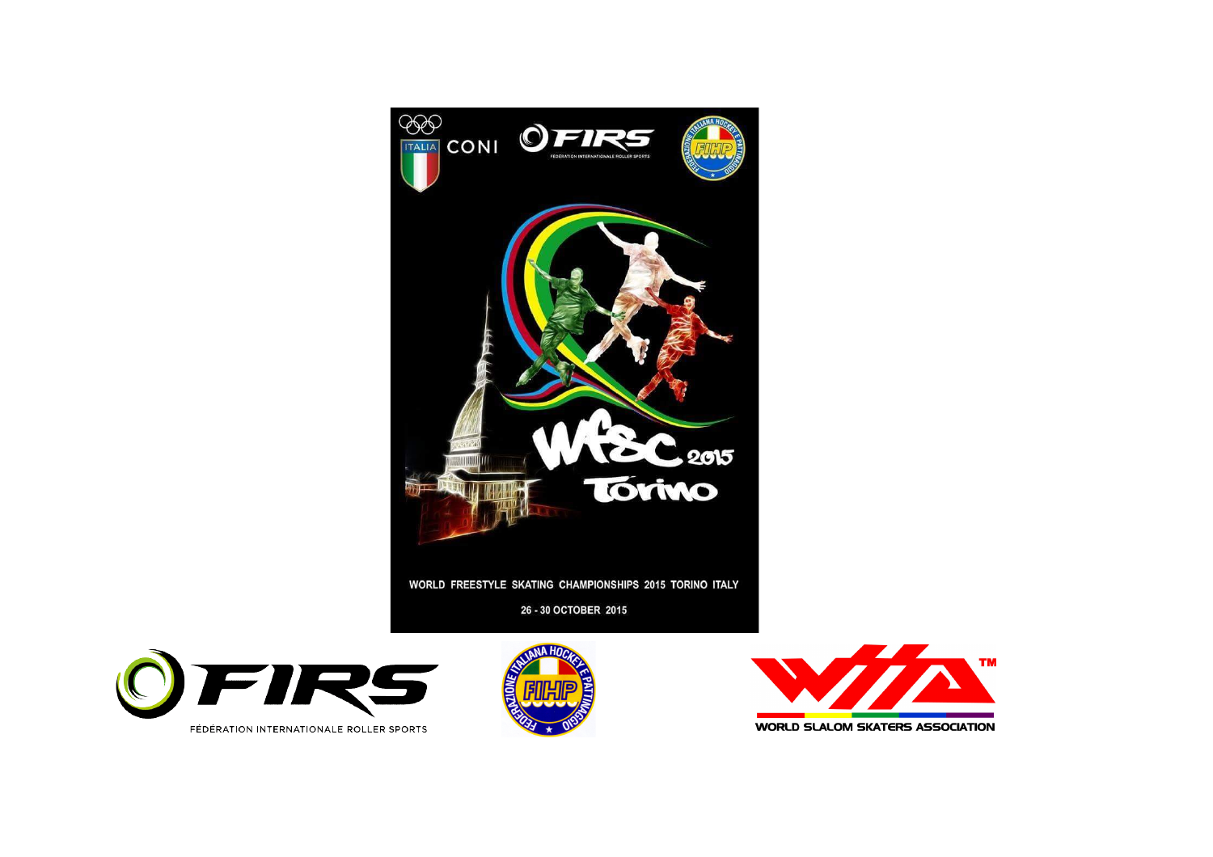WORLD FREESTYLE SKATING CHAMPIONSHIPS 2015 TORINO ITALY

26 - 30 OCTOBER 2015

FÉDÉRATION INTERNATIONALE ROLLER SPORTS

WORLD SLALOM SKATERS ASSOCIATION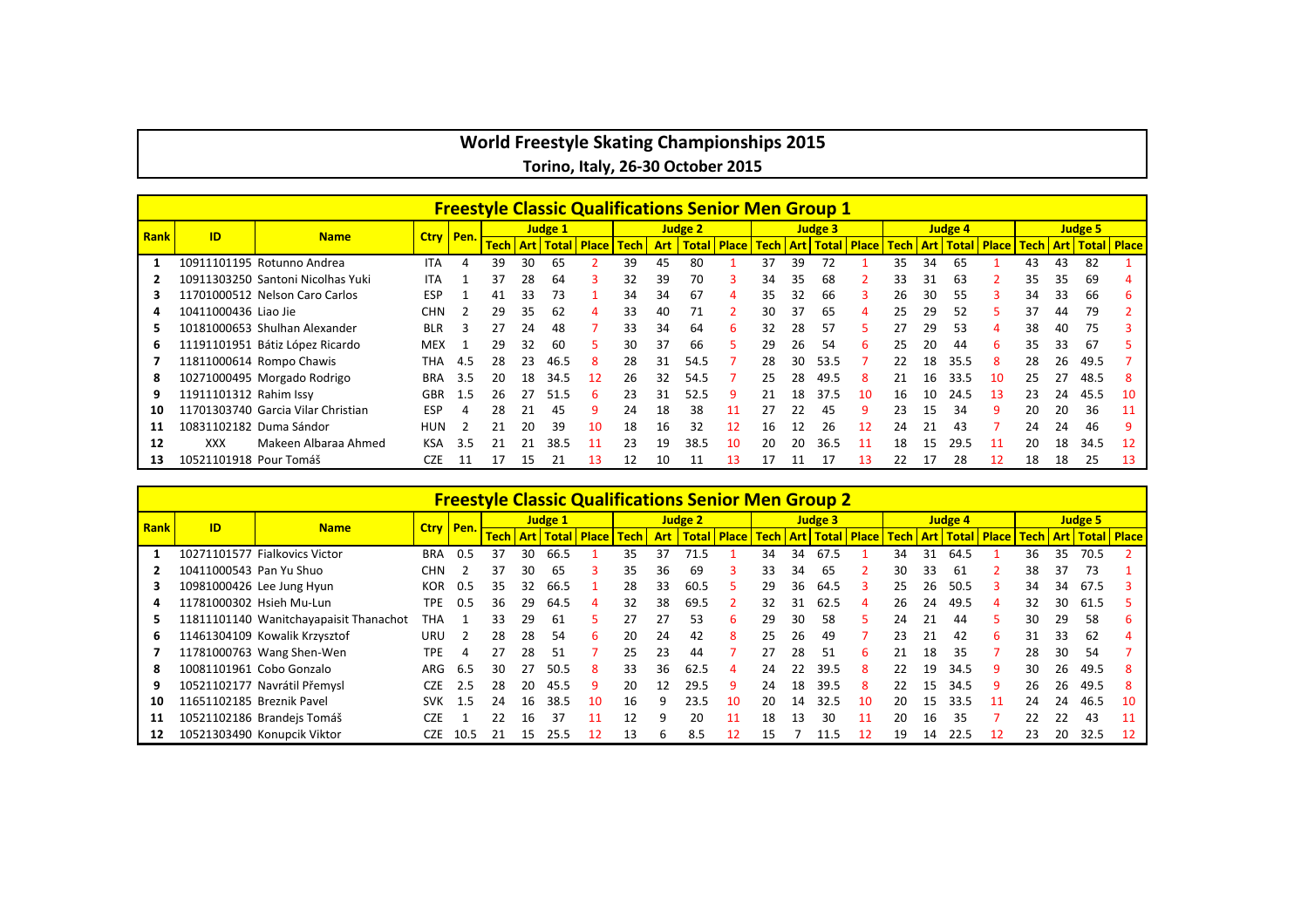# World Freestyle Skating Championships 2015

**Torino, Italy, 26-30 October 2015**

## Freestyle Classic Qualifications Senior Men Group 1

| Rank | ID | Name | Ctry | Pen. | Judge 1 | | | | Judge 2 | | | | Judge 3 | | | | Judge 4 | | | | Judge 5 | | | |
|---|---|---|---|---|---|---|---|---|---|---|---|---|---|---|---|---|---|---|---|---|---|---|---|---|
| | | | | | Tech | Art | Total | Place | Tech | Art | Total | Place | Tech | Art | Total | Place | Tech | Art | Total | Place | Tech | Art | Total | Place |
| 1 | 10911101195 | Rotunno Andrea | ITA | 4 | 39 | 30 | 65 | 2 | 39 | 45 | 80 | 1 | 37 | 39 | 72 | 1 | 35 | 34 | 65 | 1 | 43 | 43 | 82 | 1 |
| 2 | 10911303250 | Santoni Nicolhas Yuki | ITA | 1 | 37 | 28 | 64 | 3 | 32 | 39 | 70 | 3 | 34 | 35 | 68 | 2 | 33 | 31 | 63 | 2 | 35 | 35 | 69 | 4 |
| 3 | 11701000512 | Nelson Caro Carlos | ESP | 1 | 41 | 33 | 73 | 1 | 34 | 34 | 67 | 4 | 35 | 32 | 66 | 3 | 26 | 30 | 55 | 3 | 34 | 33 | 66 | 6 |
| 4 | 10411000436 | Liao Jie | CHN | 2 | 29 | 35 | 62 | 4 | 33 | 40 | 71 | 2 | 30 | 37 | 65 | 4 | 25 | 29 | 52 | 5 | 37 | 44 | 79 | 2 |
| 5 | 10181000653 | Shulhan Alexander | BLR | 3 | 27 | 24 | 48 | 7 | 33 | 34 | 64 | 6 | 32 | 28 | 57 | 5 | 27 | 29 | 53 | 4 | 38 | 40 | 75 | 3 |
| 6 | 11191101951 | Bátiz López Ricardo | MEX | 1 | 29 | 32 | 60 | 5 | 30 | 37 | 66 | 5 | 29 | 26 | 54 | 6 | 25 | 20 | 44 | 6 | 35 | 33 | 67 | 5 |
| 7 | 11811000614 | Rompo Chawis | THA | 4.5 | 28 | 23 | 46.5 | 8 | 28 | 31 | 54.5 | 7 | 28 | 30 | 53.5 | 7 | 22 | 18 | 35.5 | 8 | 28 | 26 | 49.5 | 7 |
| 8 | 10271000495 | Morgado Rodrigo | BRA | 3.5 | 20 | 18 | 34.5 | 12 | 26 | 32 | 54.5 | 7 | 25 | 28 | 49.5 | 8 | 21 | 16 | 33.5 | 10 | 25 | 27 | 48.5 | 8 |
| 9 | 11911101312 | Rahim Issy | GBR | 1.5 | 26 | 27 | 51.5 | 6 | 23 | 31 | 52.5 | 9 | 21 | 18 | 37.5 | 10 | 16 | 10 | 24.5 | 13 | 23 | 24 | 45.5 | 10 |
| 10 | 11701303740 | Garcia Vilar Christian | ESP | 4 | 28 | 21 | 45 | 9 | 24 | 18 | 38 | 11 | 27 | 22 | 45 | 9 | 23 | 15 | 34 | 9 | 20 | 20 | 36 | 11 |
| 11 | 10831102182 | Duma Sándor | HUN | 2 | 21 | 20 | 39 | 10 | 18 | 16 | 32 | 12 | 16 | 12 | 26 | 12 | 24 | 21 | 43 | 7 | 24 | 24 | 46 | 9 |
| 12 | XXX | Makeen Albaraa Ahmed | KSA | 3.5 | 21 | 21 | 38.5 | 11 | 23 | 19 | 38.5 | 10 | 20 | 20 | 36.5 | 11 | 18 | 15 | 29.5 | 11 | 20 | 18 | 34.5 | 12 |
| 13 | 10521101918 | Pour Tomáš | CZE | 11 | 17 | 15 | 21 | 13 | 12 | 10 | 11 | 13 | 17 | 11 | 17 | 13 | 22 | 17 | 28 | 12 | 18 | 18 | 25 | 13 |

## Freestyle Classic Qualifications Senior Men Group 2

| Rank | ID | Name | Ctry | Pen. | Judge 1 | | | | Judge 2 | | | | Judge 3 | | | | Judge 4 | | | | Judge 5 | | | |
|---|---|---|---|---|---|---|---|---|---|---|---|---|---|---|---|---|---|---|---|---|---|---|---|---|
| | | | | | Tech | Art | Total | Place | Tech | Art | Total | Place | Tech | Art | Total | Place | Tech | Art | Total | Place | Tech | Art | Total | Place |
| 1 | 10271101577 | Fialkovics Victor | BRA | 0.5 | 37 | 30 | 66.5 | 1 | 35 | 37 | 71.5 | 1 | 34 | 34 | 67.5 | 1 | 34 | 31 | 64.5 | 1 | 36 | 35 | 70.5 | 2 |
| 2 | 10411000543 | Pan Yu Shuo | CHN | 2 | 37 | 30 | 65 | 3 | 35 | 36 | 69 | 3 | 33 | 34 | 65 | 2 | 30 | 33 | 61 | 2 | 38 | 37 | 73 | 1 |
| 3 | 10981000426 | Lee Jung Hyun | KOR | 0.5 | 35 | 32 | 66.5 | 1 | 28 | 33 | 60.5 | 5 | 29 | 36 | 64.5 | 3 | 25 | 26 | 50.5 | 3 | 34 | 34 | 67.5 | 3 |
| 4 | 11781000302 | Hsieh Mu-Lun | TPE | 0.5 | 36 | 29 | 64.5 | 4 | 32 | 38 | 69.5 | 2 | 32 | 31 | 62.5 | 4 | 26 | 24 | 49.5 | 4 | 32 | 30 | 61.5 | 5 |
| 5 | 11811101140 | Wanitchayapaisit Thanachot | THA | 1 | 33 | 29 | 61 | 5 | 27 | 27 | 53 | 6 | 29 | 30 | 58 | 5 | 24 | 21 | 44 | 5 | 30 | 29 | 58 | 6 |
| 6 | 11461304109 | Kowalik Krzysztof | URU | 2 | 28 | 28 | 54 | 6 | 20 | 24 | 42 | 8 | 25 | 26 | 49 | 7 | 23 | 21 | 42 | 6 | 31 | 33 | 62 | 4 |
| 7 | 11781000763 | Wang Shen-Wen | TPE | 4 | 27 | 28 | 51 | 7 | 25 | 23 | 44 | 7 | 27 | 28 | 51 | 6 | 21 | 18 | 35 | 7 | 28 | 30 | 54 | 7 |
| 8 | 10081101961 | Cobo Gonzalo | ARG | 6.5 | 30 | 27 | 50.5 | 8 | 33 | 36 | 62.5 | 4 | 24 | 22 | 39.5 | 8 | 22 | 19 | 34.5 | 9 | 30 | 26 | 49.5 | 8 |
| 9 | 10521102177 | Navrátil Přemysl | CZE | 2.5 | 28 | 20 | 45.5 | 9 | 20 | 12 | 29.5 | 9 | 24 | 18 | 39.5 | 8 | 22 | 15 | 34.5 | 9 | 26 | 26 | 49.5 | 8 |
| 10 | 11651102185 | Breznik Pavel | SVK | 1.5 | 24 | 16 | 38.5 | 10 | 16 | 9 | 23.5 | 10 | 20 | 14 | 32.5 | 10 | 20 | 15 | 33.5 | 11 | 24 | 24 | 46.5 | 10 |
| 11 | 10521102186 | Brandejs Tomáš | CZE | 1 | 22 | 16 | 37 | 11 | 12 | 9 | 20 | 11 | 18 | 13 | 30 | 11 | 20 | 16 | 35 | 7 | 22 | 22 | 43 | 11 |
| 12 | 10521303490 | Konupcik Viktor | CZE | 10.5 | 21 | 15 | 25.5 | 12 | 13 | 6 | 8.5 | 12 | 15 | 7 | 11.5 | 12 | 19 | 14 | 22.5 | 12 | 23 | 20 | 32.5 | 12 |